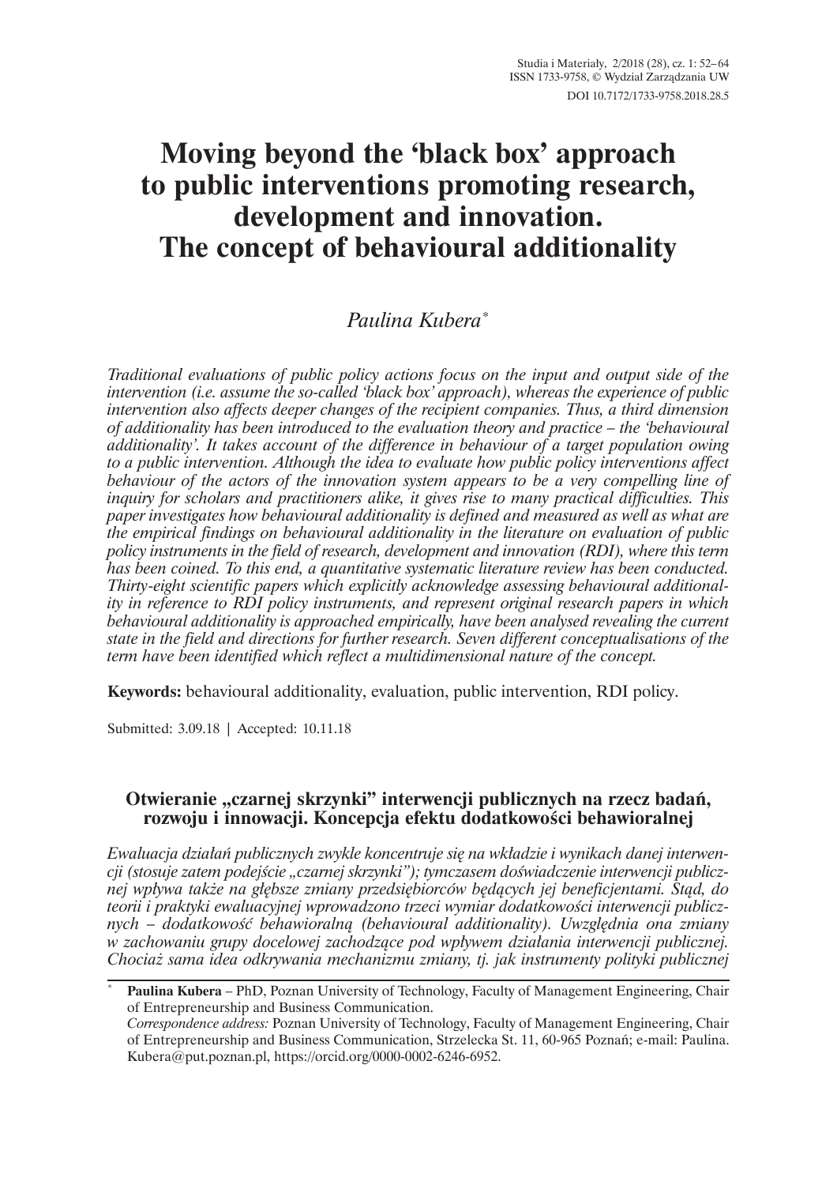Studia i Materiały, 2/2018 (28), cz. 1: 52–64
ISSN 1733-9758, © Wydział Zarządzania UW
DOI 10.7172/1733-9758.2018.28.5

# Moving beyond the 'black box' approach to public interventions promoting research, development and innovation. The concept of behavioural additionality

*Paulina Kubera*[*]

*Traditional evaluations of public policy actions focus on the input and output side of the intervention (i.e. assume the so-called 'black box' approach), whereas the experience of public intervention also affects deeper changes of the recipient companies. Thus, a third dimension of additionality has been introduced to the evaluation theory and practice – the 'behavioural additionality'. It takes account of the difference in behaviour of a target population owing to a public intervention. Although the idea to evaluate how public policy interventions affect behaviour of the actors of the innovation system appears to be a very compelling line of inquiry for scholars and practitioners alike, it gives rise to many practical difficulties. This paper investigates how behavioural additionality is defined and measured as well as what are the empirical findings on behavioural additionality in the literature on evaluation of public policy instruments in the field of research, development and innovation (RDI), where this term has been coined. To this end, a quantitative systematic literature review has been conducted. Thirty-eight scientific papers which explicitly acknowledge assessing behavioural additionality in reference to RDI policy instruments, and represent original research papers in which behavioural additionality is approached empirically, have been analysed revealing the current state in the field and directions for further research. Seven different conceptualisations of the term have been identified which reflect a multidimensional nature of the concept.*

**Keywords:** behavioural additionality, evaluation, public intervention, RDI policy.

Submitted: 3.09.18 | Accepted: 10.11.18

## Otwieranie „czarnej skrzynki" interwencji publicznych na rzecz badań, rozwoju i innowacji. Koncepcja efektu dodatkowości behawioralnej

*Ewaluacja działań publicznych zwykle koncentruje się na wkładzie i wynikach danej interwencji (stosuje zatem podejście „czarnej skrzynki"); tymczasem doświadczenie interwencji publicznej wpływa także na głębsze zmiany przedsiębiorców będących jej beneficjentami. Stąd, do teorii i praktyki ewaluacyjnej wprowadzono trzeci wymiar dodatkowości interwencji publicznych – dodatkowość behawioralną (behavioural additionality). Uwzględnia ona zmiany w zachowaniu grupy docelowej zachodzące pod wpływem działania interwencji publicznej. Chociaż sama idea odkrywania mechanizmu zmiany, tj. jak instrumenty polityki publicznej*

[*] **Paulina Kubera** – PhD, Poznan University of Technology, Faculty of Management Engineering, Chair of Entrepreneurship and Business Communication.
*Correspondence address:* Poznan University of Technology, Faculty of Management Engineering, Chair of Entrepreneurship and Business Communication, Strzelecka St. 11, 60-965 Poznań; e-mail: Paulina.Kubera@put.poznan.pl, https://orcid.org/0000-0002-6246-6952.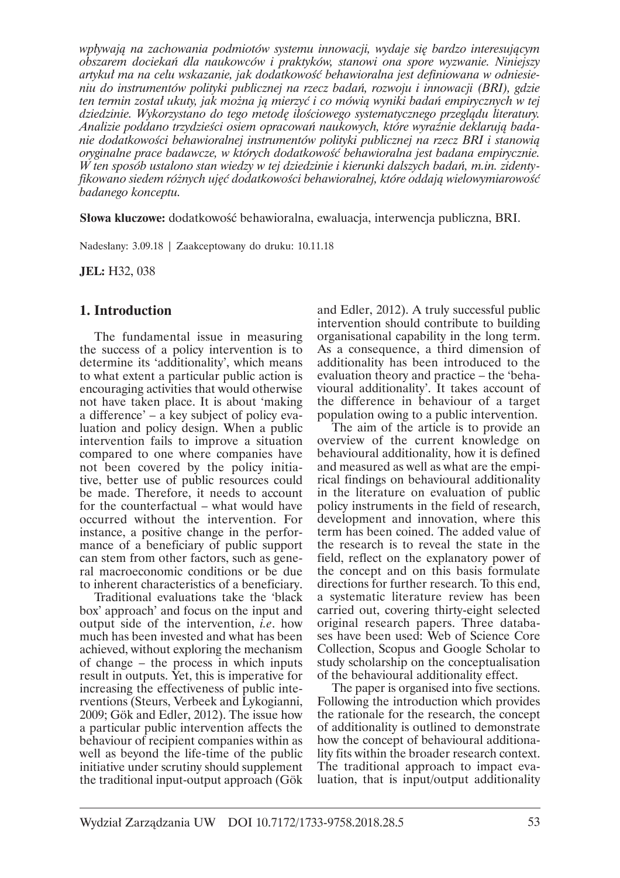*wpływają na zachowania podmiotów systemu innowacji, wydaje się bardzo interesującym obszarem dociekań dla naukowców i praktyków, stanowi ona spore wyzwanie. Niniejszy artykuł ma na celu wskazanie, jak dodatkowość behawioralna jest definiowana w odniesieniu do instrumentów polityki publicznej na rzecz badań, rozwoju i innowacji (BRI), gdzie ten termin został ukuty, jak można ją mierzyć i co mówią wyniki badań empirycznych w tej dziedzinie. Wykorzystano do tego metodę ilościowego systematycznego przeglądu literatury. Analizie poddano trzydzieści osiem opracowań naukowych, które wyraźnie deklarują badanie dodatkowości behawioralnej instrumentów polityki publicznej na rzecz BRI i stanowią oryginalne prace badawcze, w których dodatkowość behawioralna jest badana empirycznie. W ten sposób ustalono stan wiedzy w tej dziedzinie i kierunki dalszych badań, m.in. zidentyfikowano siedem różnych ujęć dodatkowości behawioralnej, które oddają wielowymiarowość badanego konceptu.*

**Słowa kluczowe:** dodatkowość behawioralna, ewaluacja, interwencja publiczna, BRI.

Nadesłany: 3.09.18 | Zaakceptowany do druku: 10.11.18

**JEL:** H32, 038

## 1. Introduction

The fundamental issue in measuring the success of a policy intervention is to determine its 'additionality', which means to what extent a particular public action is encouraging activities that would otherwise not have taken place. It is about 'making a difference' – a key subject of policy evaluation and policy design. When a public intervention fails to improve a situation compared to one where companies have not been covered by the policy initiative, better use of public resources could be made. Therefore, it needs to account for the counterfactual – what would have occurred without the intervention. For instance, a positive change in the performance of a beneficiary of public support can stem from other factors, such as general macroeconomic conditions or be due to inherent characteristics of a beneficiary.

Traditional evaluations take the 'black box' approach' and focus on the input and output side of the intervention, *i.e*. how much has been invested and what has been achieved, without exploring the mechanism of change – the process in which inputs result in outputs. Yet, this is imperative for increasing the effectiveness of public interventions (Steurs, Verbeek and Lykogianni, 2009; Gök and Edler, 2012). The issue how a particular public intervention affects the behaviour of recipient companies within as well as beyond the life-time of the public initiative under scrutiny should supplement the traditional input-output approach (Gök and Edler, 2012). A truly successful public intervention should contribute to building organisational capability in the long term. As a consequence, a third dimension of additionality has been introduced to the evaluation theory and practice – the 'behavioural additionality'. It takes account of the difference in behaviour of a target population owing to a public intervention.

The aim of the article is to provide an overview of the current knowledge on behavioural additionality, how it is defined and measured as well as what are the empirical findings on behavioural additionality in the literature on evaluation of public policy instruments in the field of research, development and innovation, where this term has been coined. The added value of the research is to reveal the state in the field, reflect on the explanatory power of the concept and on this basis formulate directions for further research. To this end, a systematic literature review has been carried out, covering thirty-eight selected original research papers. Three databases have been used: Web of Science Core Collection, Scopus and Google Scholar to study scholarship on the conceptualisation of the behavioural additionality effect.

The paper is organised into five sections. Following the introduction which provides the rationale for the research, the concept of additionality is outlined to demonstrate how the concept of behavioural additionality fits within the broader research context. The traditional approach to impact evaluation, that is input/output additionality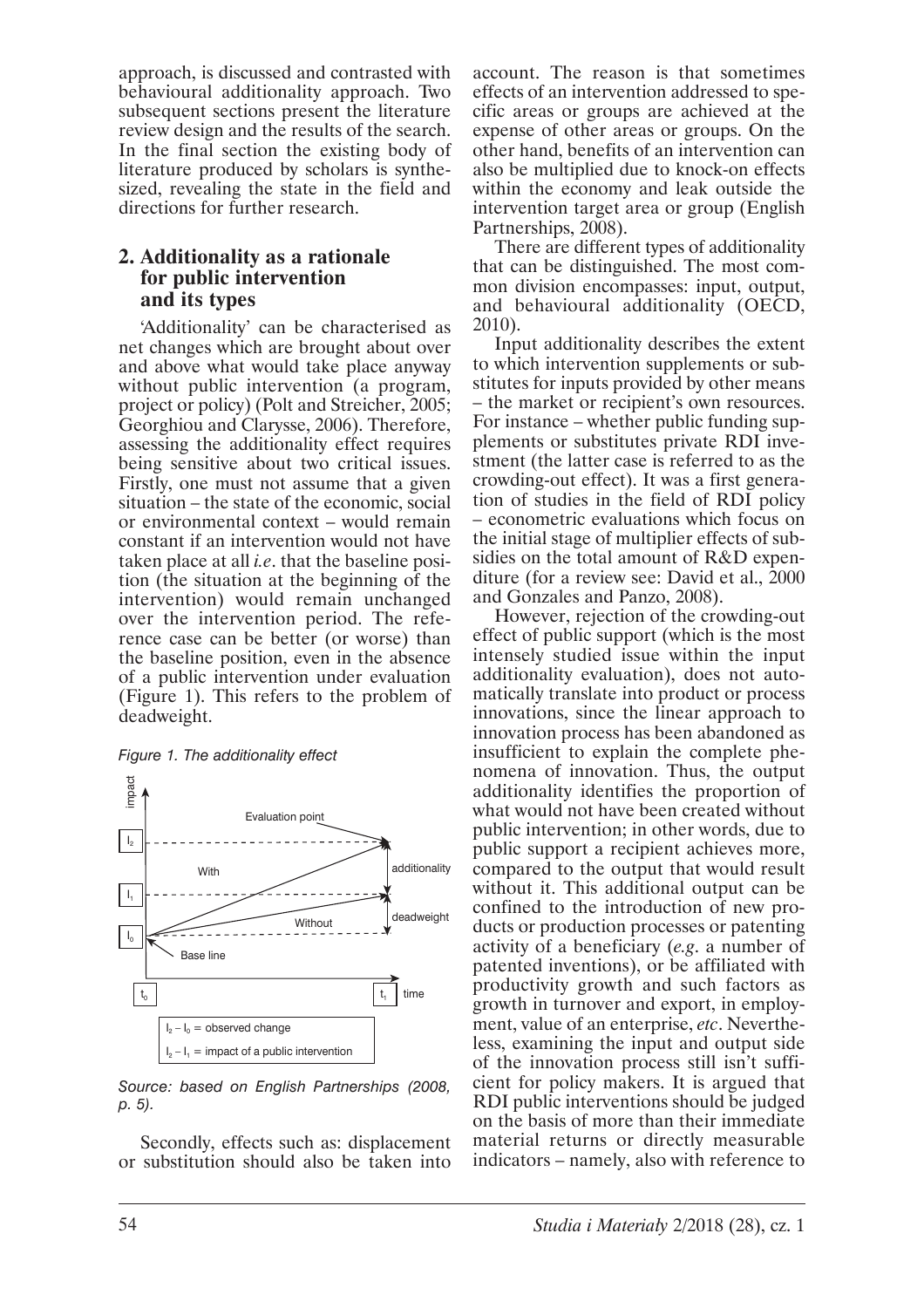approach, is discussed and contrasted with behavioural additionality approach. Two subsequent sections present the literature review design and the results of the search. In the final section the existing body of literature produced by scholars is synthesized, revealing the state in the field and directions for further research.

## 2. Additionality as a rationale for public intervention and its types

'Additionality' can be characterised as net changes which are brought about over and above what would take place anyway without public intervention (a program, project or policy) (Polt and Streicher, 2005; Georghiou and Clarysse, 2006). Therefore, assessing the additionality effect requires being sensitive about two critical issues. Firstly, one must not assume that a given situation – the state of the economic, social or environmental context – would remain constant if an intervention would not have taken place at all *i.e.* that the baseline position (the situation at the beginning of the intervention) would remain unchanged over the intervention period. The reference case can be better (or worse) than the baseline position, even in the absence of a public intervention under evaluation (Figure 1). This refers to the problem of deadweight.

*Figure 1. The additionality effect*

$I_2 - I_0$ = observed change

$I_2 - I_1$ = impact of a public intervention

*Source: based on English Partnerships (2008, p. 5).*

Secondly, effects such as: displacement or substitution should also be taken into account. The reason is that sometimes effects of an intervention addressed to specific areas or groups are achieved at the expense of other areas or groups. On the other hand, benefits of an intervention can also be multiplied due to knock-on effects within the economy and leak outside the intervention target area or group (English Partnerships, 2008).

There are different types of additionality that can be distinguished. The most common division encompasses: input, output, and behavioural additionality (OECD, 2010).

Input additionality describes the extent to which intervention supplements or substitutes for inputs provided by other means – the market or recipient's own resources. For instance – whether public funding supplements or substitutes private RDI investment (the latter case is referred to as the crowding-out effect). It was a first generation of studies in the field of RDI policy – econometric evaluations which focus on the initial stage of multiplier effects of subsidies on the total amount of R&D expenditure (for a review see: David et al., 2000 and Gonzales and Panzo, 2008).

However, rejection of the crowding-out effect of public support (which is the most intensely studied issue within the input additionality evaluation), does not automatically translate into product or process innovations, since the linear approach to innovation process has been abandoned as insufficient to explain the complete phenomena of innovation. Thus, the output additionality identifies the proportion of what would not have been created without public intervention; in other words, due to public support a recipient achieves more, compared to the output that would result without it. This additional output can be confined to the introduction of new products or production processes or patenting activity of a beneficiary (*e.g.* a number of patented inventions), or be affiliated with productivity growth and such factors as growth in turnover and export, in employment, value of an enterprise, *etc*. Nevertheless, examining the input and output side of the innovation process still isn't sufficient for policy makers. It is argued that RDI public interventions should be judged on the basis of more than their immediate material returns or directly measurable indicators – namely, also with reference to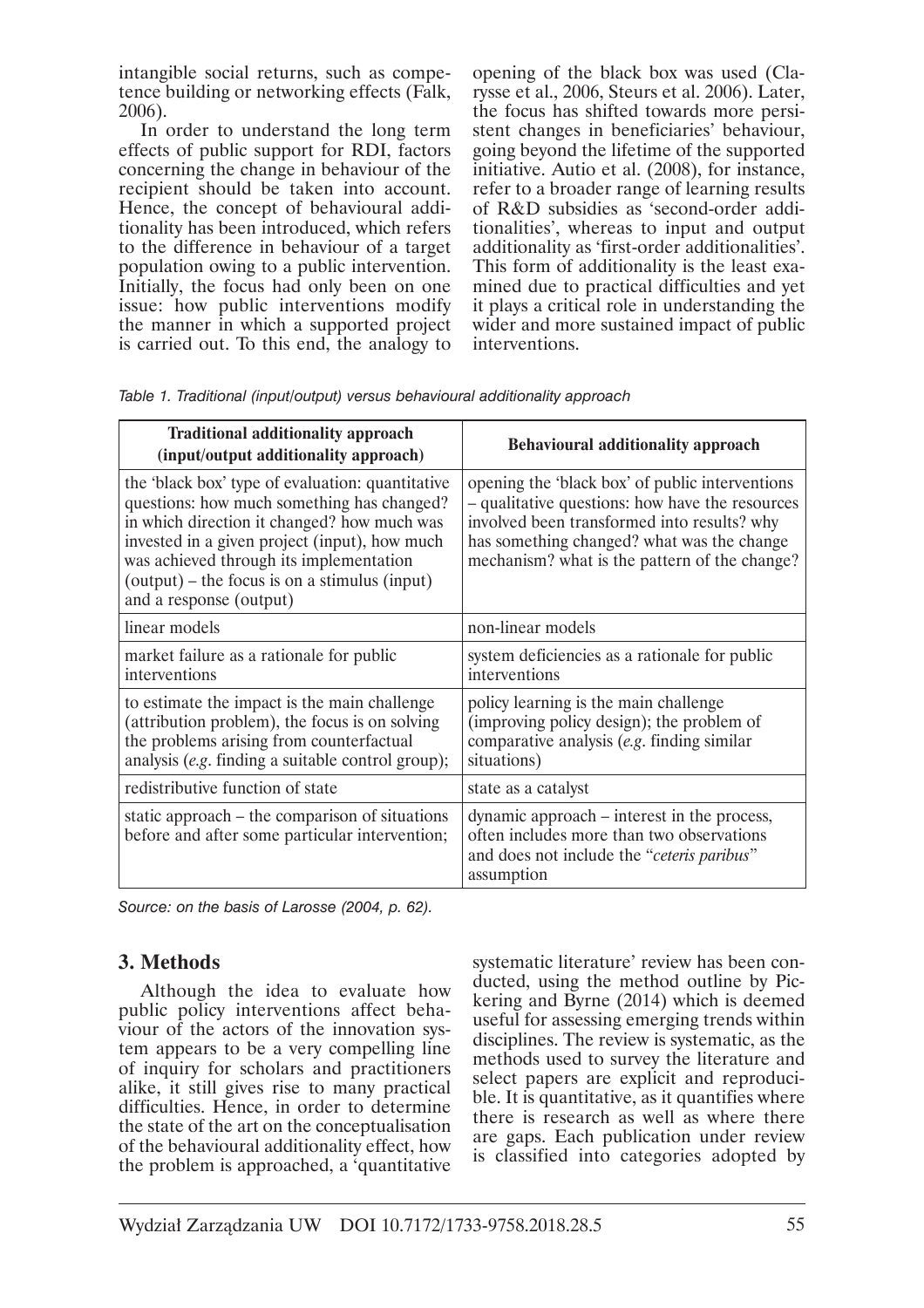intangible social returns, such as competence building or networking effects (Falk, 2006).

In order to understand the long term effects of public support for RDI, factors concerning the change in behaviour of the recipient should be taken into account. Hence, the concept of behavioural additionality has been introduced, which refers to the difference in behaviour of a target population owing to a public intervention. Initially, the focus had only been on one issue: how public interventions modify the manner in which a supported project is carried out. To this end, the analogy to opening of the black box was used (Clarysse et al., 2006, Steurs et al. 2006). Later, the focus has shifted towards more persistent changes in beneficiaries' behaviour, going beyond the lifetime of the supported initiative. Autio et al. (2008), for instance, refer to a broader range of learning results of R&D subsidies as 'second-order additionalities', whereas to input and output additionality as 'first-order additionalities'. This form of additionality is the least examined due to practical difficulties and yet it plays a critical role in understanding the wider and more sustained impact of public interventions.

*Table 1. Traditional (input/output) versus behavioural additionality approach*

| **Traditional additionality approach (input/output additionality approach)** | **Behavioural additionality approach** |
|---|---|
| the 'black box' type of evaluation: quantitative questions: how much something has changed? in which direction it changed? how much was invested in a given project (input), how much was achieved through its implementation (output) – the focus is on a stimulus (input) and a response (output) | opening the 'black box' of public interventions – qualitative questions: how have the resources involved been transformed into results? why has something changed? what was the change mechanism? what is the pattern of the change? |
| linear models | non-linear models |
| market failure as a rationale for public interventions | system deficiencies as a rationale for public interventions |
| to estimate the impact is the main challenge (attribution problem), the focus is on solving the problems arising from counterfactual analysis (*e.g*. finding a suitable control group); | policy learning is the main challenge (improving policy design); the problem of comparative analysis (*e.g*. finding similar situations) |
| redistributive function of state | state as a catalyst |
| static approach – the comparison of situations before and after some particular intervention; | dynamic approach – interest in the process, often includes more than two observations and does not include the "*ceteris paribus*" assumption |

*Source: on the basis of Larosse (2004, p. 62).*

## 3. Methods

Although the idea to evaluate how public policy interventions affect behaviour of the actors of the innovation system appears to be a very compelling line of inquiry for scholars and practitioners alike, it still gives rise to many practical difficulties. Hence, in order to determine the state of the art on the conceptualisation of the behavioural additionality effect, how the problem is approached, a 'quantitative systematic literature' review has been conducted, using the method outline by Pickering and Byrne (2014) which is deemed useful for assessing emerging trends within disciplines. The review is systematic, as the methods used to survey the literature and select papers are explicit and reproducible. It is quantitative, as it quantifies where there is research as well as where there are gaps. Each publication under review is classified into categories adopted by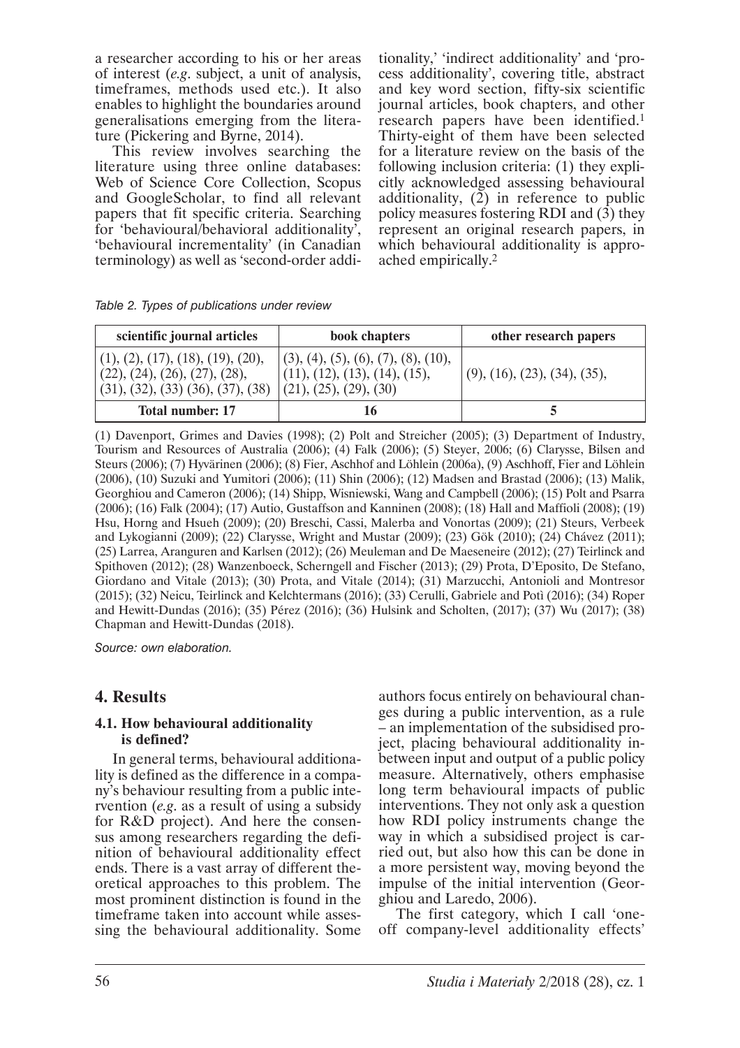a researcher according to his or her areas of interest (*e.g.* subject, a unit of analysis, timeframes, methods used etc.). It also enables to highlight the boundaries around generalisations emerging from the literature (Pickering and Byrne, 2014).

This review involves searching the literature using three online databases: Web of Science Core Collection, Scopus and GoogleScholar, to find all relevant papers that fit specific criteria. Searching for 'behavioural/behavioral additionality', 'behavioural incrementality' (in Canadian terminology) as well as 'second-order additionality,' 'indirect additionality' and 'process additionality', covering title, abstract and key word section, fifty-six scientific journal articles, book chapters, and other research papers have been identified.[1] Thirty-eight of them have been selected for a literature review on the basis of the following inclusion criteria: (1) they explicitly acknowledged assessing behavioural additionality, (2) in reference to public policy measures fostering RDI and (3) they represent an original research papers, in which behavioural additionality is approached empirically.[2]

*Table 2. Types of publications under review*

| scientific journal articles | book chapters | other research papers |
|---|---|---|
| (1), (2), (17), (18), (19), (20), (22), (24), (26), (27), (28), (31), (32), (33) (36), (37), (38) | (3), (4), (5), (6), (7), (8), (10), (11), (12), (13), (14), (15), (21), (25), (29), (30) | (9), (16), (23), (34), (35), |
| **Total number: 17** | **16** | **5** |

(1) Davenport, Grimes and Davies (1998); (2) Polt and Streicher (2005); (3) Department of Industry, Tourism and Resources of Australia (2006); (4) Falk (2006); (5) Steyer, 2006; (6) Clarysse, Bilsen and Steurs (2006); (7) Hyvärinen (2006); (8) Fier, Aschhof and Löhlein (2006a), (9) Aschhoff, Fier and Löhlein (2006), (10) Suzuki and Yumitori (2006); (11) Shin (2006); (12) Madsen and Brastad (2006); (13) Malik, Georghiou and Cameron (2006); (14) Shipp, Wisniewski, Wang and Campbell (2006); (15) Polt and Psarra (2006); (16) Falk (2004); (17) Autio, Gustaffson and Kanninen (2008); (18) Hall and Maffioli (2008); (19) Hsu, Horng and Hsueh (2009); (20) Breschi, Cassi, Malerba and Vonortas (2009); (21) Steurs, Verbeek and Lykogianni (2009); (22) Clarysse, Wright and Mustar (2009); (23) Gök (2010); (24) Chávez (2011); (25) Larrea, Aranguren and Karlsen (2012); (26) Meuleman and De Maeseneire (2012); (27) Teirlinck and Spithoven (2012); (28) Wanzenboeck, Scherngell and Fischer (2013); (29) Prota, D'Eposito, De Stefano, Giordano and Vitale (2013); (30) Prota, and Vitale (2014); (31) Marzucchi, Antonioli and Montresor (2015); (32) Neicu, Teirlinck and Kelchtermans (2016); (33) Cerulli, Gabriele and Potì (2016); (34) Roper and Hewitt-Dundas (2016); (35) Pérez (2016); (36) Hulsink and Scholten, (2017); (37) Wu (2017); (38) Chapman and Hewitt-Dundas (2018).

*Source: own elaboration.*

## 4. Results

### 4.1. How behavioural additionality is defined?

In general terms, behavioural additionality is defined as the difference in a company's behaviour resulting from a public intervention (*e.g.* as a result of using a subsidy for R&D project). And here the consensus among researchers regarding the definition of behavioural additionality effect ends. There is a vast array of different theoretical approaches to this problem. The most prominent distinction is found in the timeframe taken into account while assessing the behavioural additionality. Some authors focus entirely on behavioural changes during a public intervention, as a rule – an implementation of the subsidised project, placing behavioural additionality in-between input and output of a public policy measure. Alternatively, others emphasise long term behavioural impacts of public interventions. They not only ask a question how RDI policy instruments change the way in which a subsidised project is carried out, but also how this can be done in a more persistent way, moving beyond the impulse of the initial intervention (Georghiou and Laredo, 2006).

The first category, which I call 'one-off company-level additionality effects'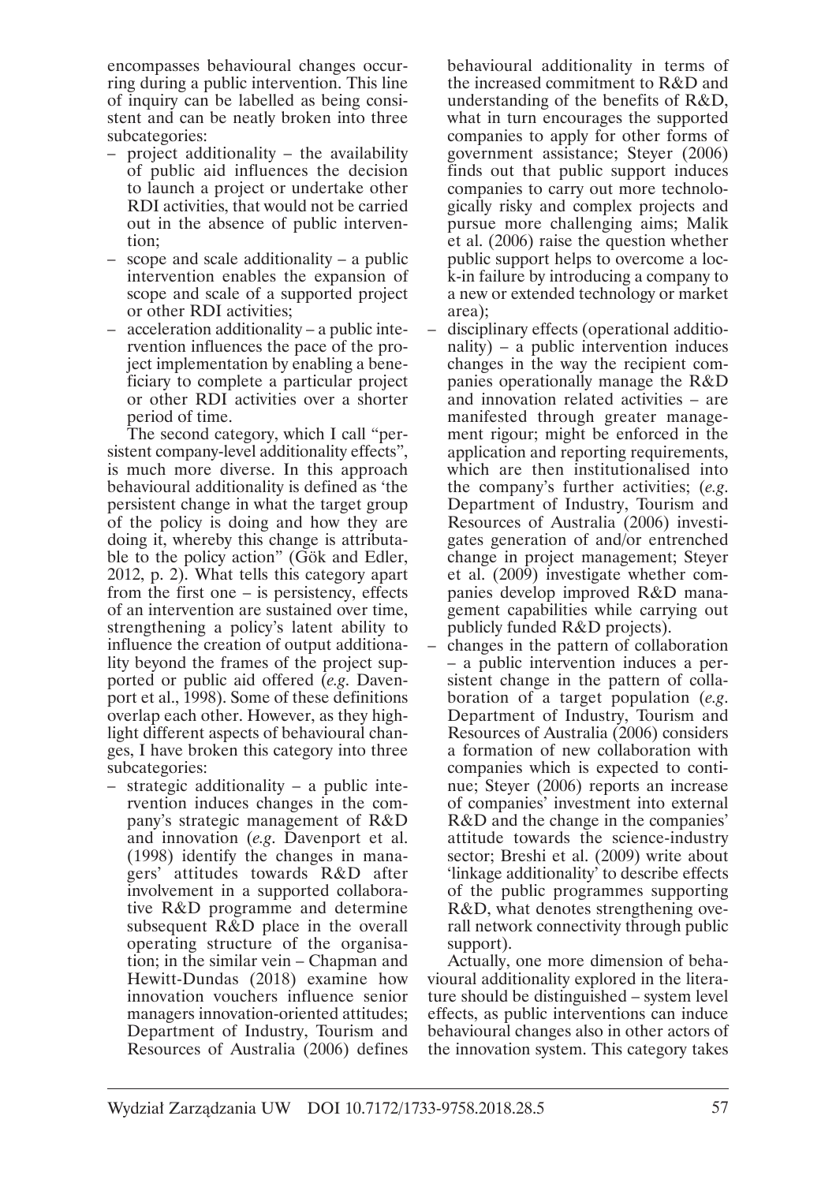encompasses behavioural changes occurring during a public intervention. This line of inquiry can be labelled as being consistent and can be neatly broken into three subcategories:

- project additionality – the availability of public aid influences the decision to launch a project or undertake other RDI activities, that would not be carried out in the absence of public intervention;
- scope and scale additionality – a public intervention enables the expansion of scope and scale of a supported project or other RDI activities;
- acceleration additionality – a public intervention influences the pace of the project implementation by enabling a beneficiary to complete a particular project or other RDI activities over a shorter period of time.

The second category, which I call "persistent company-level additionality effects", is much more diverse. In this approach behavioural additionality is defined as 'the persistent change in what the target group of the policy is doing and how they are doing it, whereby this change is attributable to the policy action" (Gök and Edler, 2012, p. 2). What tells this category apart from the first one – is persistency, effects of an intervention are sustained over time, strengthening a policy's latent ability to influence the creation of output additionality beyond the frames of the project supported or public aid offered (*e.g.* Davenport et al., 1998). Some of these definitions overlap each other. However, as they highlight different aspects of behavioural changes, I have broken this category into three subcategories:

- strategic additionality – a public intervention induces changes in the company's strategic management of R&D and innovation (*e.g.* Davenport et al. (1998) identify the changes in managers' attitudes towards R&D after involvement in a supported collaborative R&D programme and determine subsequent R&D place in the overall operating structure of the organisation; in the similar vein – Chapman and Hewitt-Dundas (2018) examine how innovation vouchers influence senior managers innovation-oriented attitudes; Department of Industry, Tourism and Resources of Australia (2006) defines behavioural additionality in terms of the increased commitment to R&D and understanding of the benefits of R&D, what in turn encourages the supported companies to apply for other forms of government assistance; Steyer (2006) finds out that public support induces companies to carry out more technologically risky and complex projects and pursue more challenging aims; Malik et al. (2006) raise the question whether public support helps to overcome a lock-in failure by introducing a company to a new or extended technology or market area);
- disciplinary effects (operational additionality) – a public intervention induces changes in the way the recipient companies operationally manage the R&D and innovation related activities – are manifested through greater management rigour; might be enforced in the application and reporting requirements, which are then institutionalised into the company's further activities; (*e.g.* Department of Industry, Tourism and Resources of Australia (2006) investigates generation of and/or entrenched change in project management; Steyer et al. (2009) investigate whether companies develop improved R&D management capabilities while carrying out publicly funded R&D projects).
- changes in the pattern of collaboration – a public intervention induces a persistent change in the pattern of collaboration of a target population (*e.g.* Department of Industry, Tourism and Resources of Australia (2006) considers a formation of new collaboration with companies which is expected to continue; Steyer (2006) reports an increase of companies' investment into external R&D and the change in the companies' attitude towards the science-industry sector; Breshi et al. (2009) write about 'linkage additionality' to describe effects of the public programmes supporting R&D, what denotes strengthening overall network connectivity through public support).

Actually, one more dimension of behavioural additionality explored in the literature should be distinguished – system level effects, as public interventions can induce behavioural changes also in other actors of the innovation system. This category takes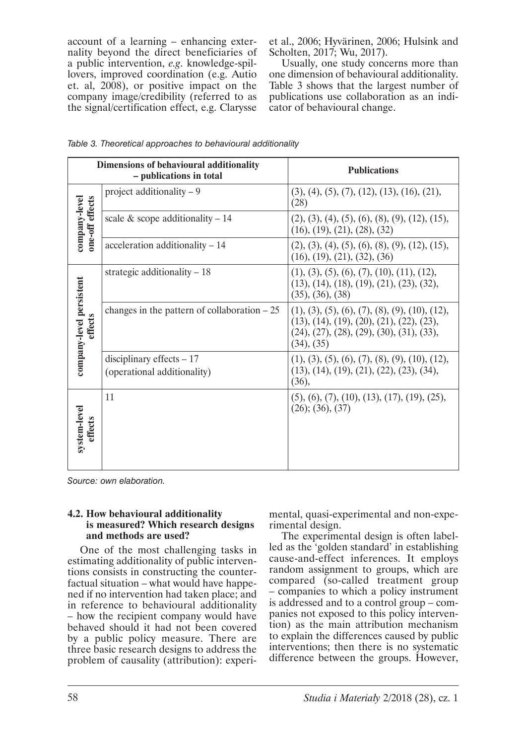account of a learning – enhancing externality beyond the direct beneficiaries of a public intervention, *e.g.* knowledge-spillovers, improved coordination (e.g. Autio et. al, 2008), or positive impact on the company image/credibility (referred to as the signal/certification effect, e.g. Clarysse et al., 2006; Hyvärinen, 2006; Hulsink and Scholten, 2017; Wu, 2017).

Usually, one study concerns more than one dimension of behavioural additionality. Table 3 shows that the largest number of publications use collaboration as an indicator of behavioural change.

*Table 3. Theoretical approaches to behavioural additionality*

| **Dimensions of behavioural additionality – publications in total** | | **Publications** |
|---|---|---|
| **company-level one-off effects** | project additionality – 9 | (3), (4), (5), (7), (12), (13), (16), (21), (28) |
| | scale & scope additionality – 14 | (2), (3), (4), (5), (6), (8), (9), (12), (15), (16), (19), (21), (28), (32) |
| | acceleration additionality – 14 | (2), (3), (4), (5), (6), (8), (9), (12), (15), (16), (19), (21), (32), (36) |
| **company-level persistent effects** | strategic additionality – 18 | (1), (3), (5), (6), (7), (10), (11), (12), (13), (14), (18), (19), (21), (23), (32), (35), (36), (38) |
| | changes in the pattern of collaboration – 25 | (1), (3), (5), (6), (7), (8), (9), (10), (12), (13), (14), (19), (20), (21), (22), (23), (24), (27), (28), (29), (30), (31), (33), (34), (35) |
| | disciplinary effects – 17 (operational additionality) | (1), (3), (5), (6), (7), (8), (9), (10), (12), (13), (14), (19), (21), (22), (23), (34), (36), |
| **system-level effects** | 11 | (5), (6), (7), (10), (13), (17), (19), (25), (26); (36), (37) |

*Source: own elaboration.*

### 4.2. How behavioural additionality is measured? Which research designs and methods are used?

One of the most challenging tasks in estimating additionality of public interventions consists in constructing the counterfactual situation – what would have happened if no intervention had taken place; and in reference to behavioural additionality – how the recipient company would have behaved should it had not been covered by a public policy measure. There are three basic research designs to address the problem of causality (attribution): experimental, quasi-experimental and non-experimental design.

The experimental design is often labelled as the 'golden standard' in establishing cause-and-effect inferences. It employs random assignment to groups, which are compared (so-called treatment group – companies to which a policy instrument is addressed and to a control group – companies not exposed to this policy intervention) as the main attribution mechanism to explain the differences caused by public interventions; then there is no systematic difference between the groups. However,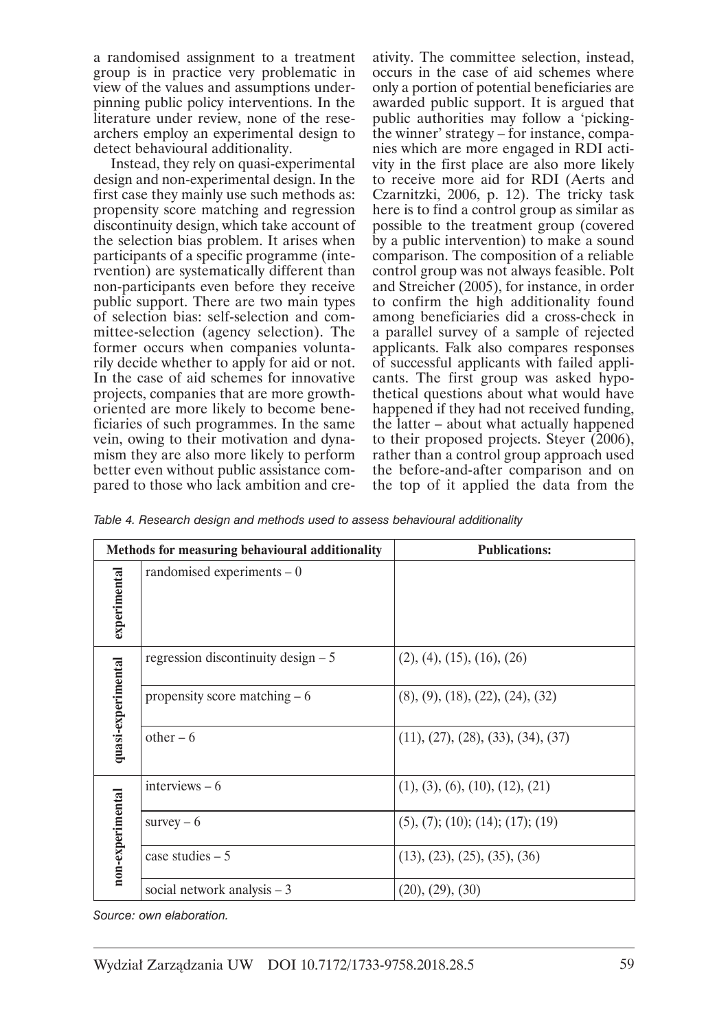a randomised assignment to a treatment group is in practice very problematic in view of the values and assumptions underpinning public policy interventions. In the literature under review, none of the researchers employ an experimental design to detect behavioural additionality.

Instead, they rely on quasi-experimental design and non-experimental design. In the first case they mainly use such methods as: propensity score matching and regression discontinuity design, which take account of the selection bias problem. It arises when participants of a specific programme (intervention) are systematically different than non-participants even before they receive public support. There are two main types of selection bias: self-selection and committee-selection (agency selection). The former occurs when companies voluntarily decide whether to apply for aid or not. In the case of aid schemes for innovative projects, companies that are more growth-oriented are more likely to become beneficiaries of such programmes. In the same vein, owing to their motivation and dynamism they are also more likely to perform better even without public assistance compared to those who lack ambition and creativity. The committee selection, instead, occurs in the case of aid schemes where only a portion of potential beneficiaries are awarded public support. It is argued that public authorities may follow a 'picking-the winner' strategy – for instance, companies which are more engaged in RDI activity in the first place are also more likely to receive more aid for RDI (Aerts and Czarnitzki, 2006, p. 12). The tricky task here is to find a control group as similar as possible to the treatment group (covered by a public intervention) to make a sound comparison. The composition of a reliable control group was not always feasible. Polt and Streicher (2005), for instance, in order to confirm the high additionality found among beneficiaries did a cross-check in a parallel survey of a sample of rejected applicants. Falk also compares responses of successful applicants with failed applicants. The first group was asked hypothetical questions about what would have happened if they had not received funding, the latter – about what actually happened to their proposed projects. Steyer (2006), rather than a control group approach used the before-and-after comparison and on the top of it applied the data from the

*Table 4. Research design and methods used to assess behavioural additionality*

| Methods for measuring behavioural additionality | | Publications: |
|---|---|---|
| experimental | randomised experiments – 0 | |
| quasi-experimental | regression discontinuity design – 5 | (2), (4), (15), (16), (26) |
| | propensity score matching – 6 | (8), (9), (18), (22), (24), (32) |
| | other – 6 | (11), (27), (28), (33), (34), (37) |
| non-experimental | interviews – 6 | (1), (3), (6), (10), (12), (21) |
| | survey – 6 | (5), (7); (10); (14); (17); (19) |
| | case studies – 5 | (13), (23), (25), (35), (36) |
| | social network analysis – 3 | (20), (29), (30) |

*Source: own elaboration.*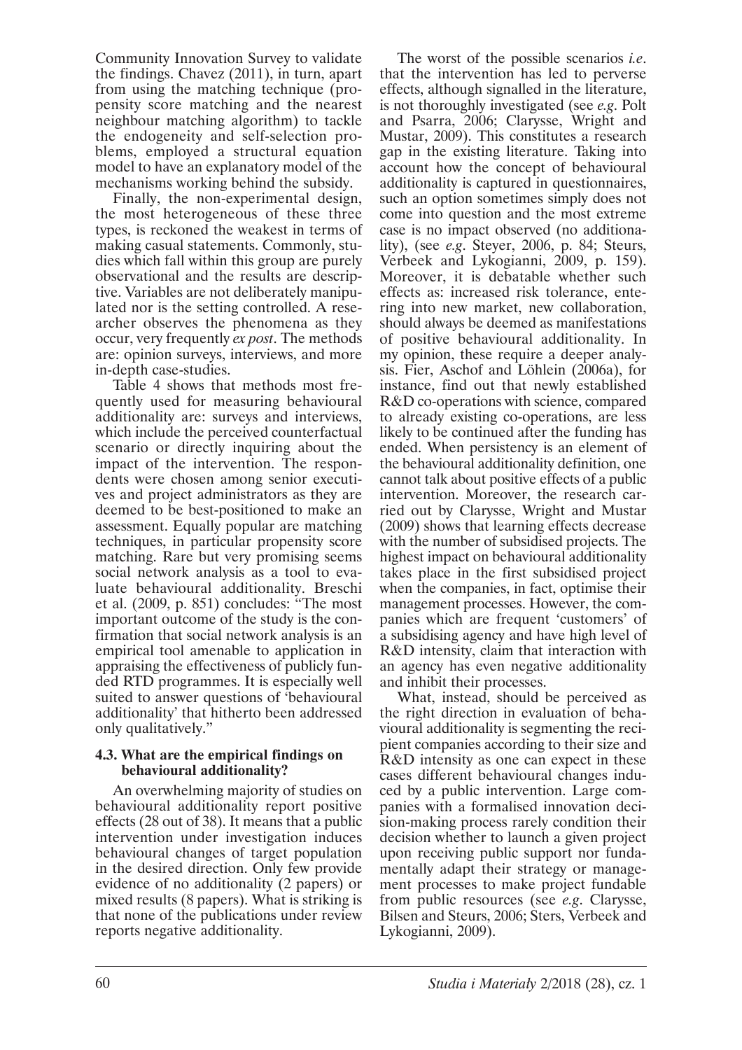Community Innovation Survey to validate the findings. Chavez (2011), in turn, apart from using the matching technique (propensity score matching and the nearest neighbour matching algorithm) to tackle the endogeneity and self-selection problems, employed a structural equation model to have an explanatory model of the mechanisms working behind the subsidy.

Finally, the non-experimental design, the most heterogeneous of these three types, is reckoned the weakest in terms of making casual statements. Commonly, studies which fall within this group are purely observational and the results are descriptive. Variables are not deliberately manipulated nor is the setting controlled. A researcher observes the phenomena as they occur, very frequently *ex post*. The methods are: opinion surveys, interviews, and more in-depth case-studies.

Table 4 shows that methods most frequently used for measuring behavioural additionality are: surveys and interviews, which include the perceived counterfactual scenario or directly inquiring about the impact of the intervention. The respondents were chosen among senior executives and project administrators as they are deemed to be best-positioned to make an assessment. Equally popular are matching techniques, in particular propensity score matching. Rare but very promising seems social network analysis as a tool to evaluate behavioural additionality. Breschi et al. (2009, p. 851) concludes: "The most important outcome of the study is the confirmation that social network analysis is an empirical tool amenable to application in appraising the effectiveness of publicly funded RTD programmes. It is especially well suited to answer questions of 'behavioural additionality' that hitherto been addressed only qualitatively."

### 4.3. What are the empirical findings on behavioural additionality?

An overwhelming majority of studies on behavioural additionality report positive effects (28 out of 38). It means that a public intervention under investigation induces behavioural changes of target population in the desired direction. Only few provide evidence of no additionality (2 papers) or mixed results (8 papers). What is striking is that none of the publications under review reports negative additionality.

The worst of the possible scenarios *i.e*. that the intervention has led to perverse effects, although signalled in the literature, is not thoroughly investigated (see *e.g*. Polt and Psarra, 2006; Clarysse, Wright and Mustar, 2009). This constitutes a research gap in the existing literature. Taking into account how the concept of behavioural additionality is captured in questionnaires, such an option sometimes simply does not come into question and the most extreme case is no impact observed (no additionality), (see *e.g*. Steyer, 2006, p. 84; Steurs, Verbeek and Lykogianni, 2009, p. 159). Moreover, it is debatable whether such effects as: increased risk tolerance, entering into new market, new collaboration, should always be deemed as manifestations of positive behavioural additionality. In my opinion, these require a deeper analysis. Fier, Aschof and Löhlein (2006a), for instance, find out that newly established R&D co-operations with science, compared to already existing co-operations, are less likely to be continued after the funding has ended. When persistency is an element of the behavioural additionality definition, one cannot talk about positive effects of a public intervention. Moreover, the research carried out by Clarysse, Wright and Mustar (2009) shows that learning effects decrease with the number of subsidised projects. The highest impact on behavioural additionality takes place in the first subsidised project when the companies, in fact, optimise their management processes. However, the companies which are frequent 'customers' of a subsidising agency and have high level of R&D intensity, claim that interaction with an agency has even negative additionality and inhibit their processes.

What, instead, should be perceived as the right direction in evaluation of behavioural additionality is segmenting the recipient companies according to their size and R&D intensity as one can expect in these cases different behavioural changes induced by a public intervention. Large companies with a formalised innovation decision-making process rarely condition their decision whether to launch a given project upon receiving public support nor fundamentally adapt their strategy or management processes to make project fundable from public resources (see *e.g*. Clarysse, Bilsen and Steurs, 2006; Sters, Verbeek and Lykogianni, 2009).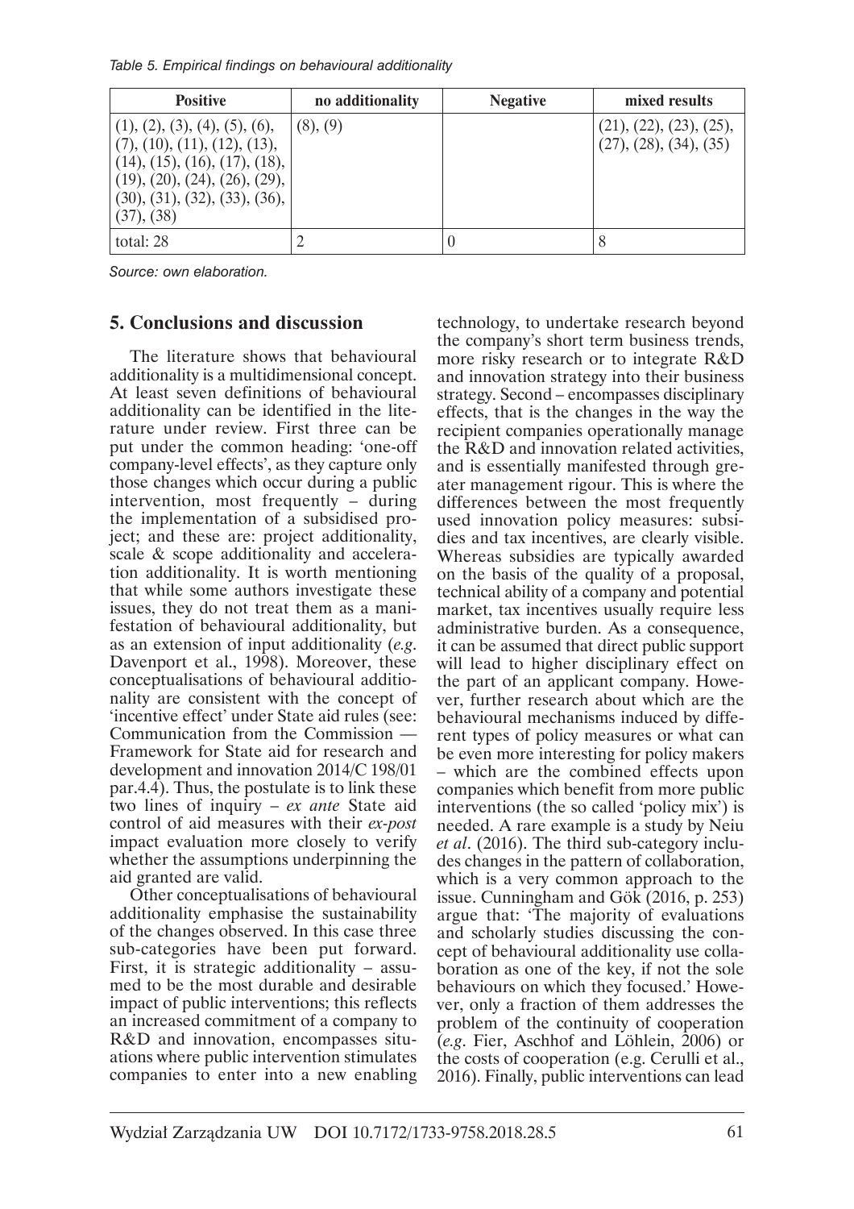*Table 5. Empirical findings on behavioural additionality*

| Positive | no additionality | Negative | mixed results |
|---|---|---|---|
| (1), (2), (3), (4), (5), (6), (7), (10), (11), (12), (13), (14), (15), (16), (17), (18), (19), (20), (24), (26), (29), (30), (31), (32), (33), (36), (37), (38) | (8), (9) | | (21), (22), (23), (25), (27), (28), (34), (35) |
| total: 28 | 2 | 0 | 8 |

*Source: own elaboration.*

## 5. Conclusions and discussion

The literature shows that behavioural additionality is a multidimensional concept. At least seven definitions of behavioural additionality can be identified in the literature under review. First three can be put under the common heading: 'one-off company-level effects', as they capture only those changes which occur during a public intervention, most frequently – during the implementation of a subsidised project; and these are: project additionality, scale & scope additionality and acceleration additionality. It is worth mentioning that while some authors investigate these issues, they do not treat them as a manifestation of behavioural additionality, but as an extension of input additionality (*e.g.* Davenport et al., 1998). Moreover, these conceptualisations of behavioural additionality are consistent with the concept of 'incentive effect' under State aid rules (see: Communication from the Commission — Framework for State aid for research and development and innovation 2014/C 198/01 par.4.4). Thus, the postulate is to link these two lines of inquiry – *ex ante* State aid control of aid measures with their *ex-post* impact evaluation more closely to verify whether the assumptions underpinning the aid granted are valid.

Other conceptualisations of behavioural additionality emphasise the sustainability of the changes observed. In this case three sub-categories have been put forward. First, it is strategic additionality – assumed to be the most durable and desirable impact of public interventions; this reflects an increased commitment of a company to R&D and innovation, encompasses situations where public intervention stimulates companies to enter into a new enabling technology, to undertake research beyond the company's short term business trends, more risky research or to integrate R&D and innovation strategy into their business strategy. Second – encompasses disciplinary effects, that is the changes in the way the recipient companies operationally manage the R&D and innovation related activities, and is essentially manifested through greater management rigour. This is where the differences between the most frequently used innovation policy measures: subsidies and tax incentives, are clearly visible. Whereas subsidies are typically awarded on the basis of the quality of a proposal, technical ability of a company and potential market, tax incentives usually require less administrative burden. As a consequence, it can be assumed that direct public support will lead to higher disciplinary effect on the part of an applicant company. However, further research about which are the behavioural mechanisms induced by different types of policy measures or what can be even more interesting for policy makers – which are the combined effects upon companies which benefit from more public interventions (the so called 'policy mix') is needed. A rare example is a study by Neiu *et al*. (2016). The third sub-category includes changes in the pattern of collaboration, which is a very common approach to the issue. Cunningham and Gök (2016, p. 253) argue that: 'The majority of evaluations and scholarly studies discussing the concept of behavioural additionality use collaboration as one of the key, if not the sole behaviours on which they focused.' However, only a fraction of them addresses the problem of the continuity of cooperation (*e.g.* Fier, Aschhof and Löhlein, 2006) or the costs of cooperation (e.g. Cerulli et al., 2016). Finally, public interventions can lead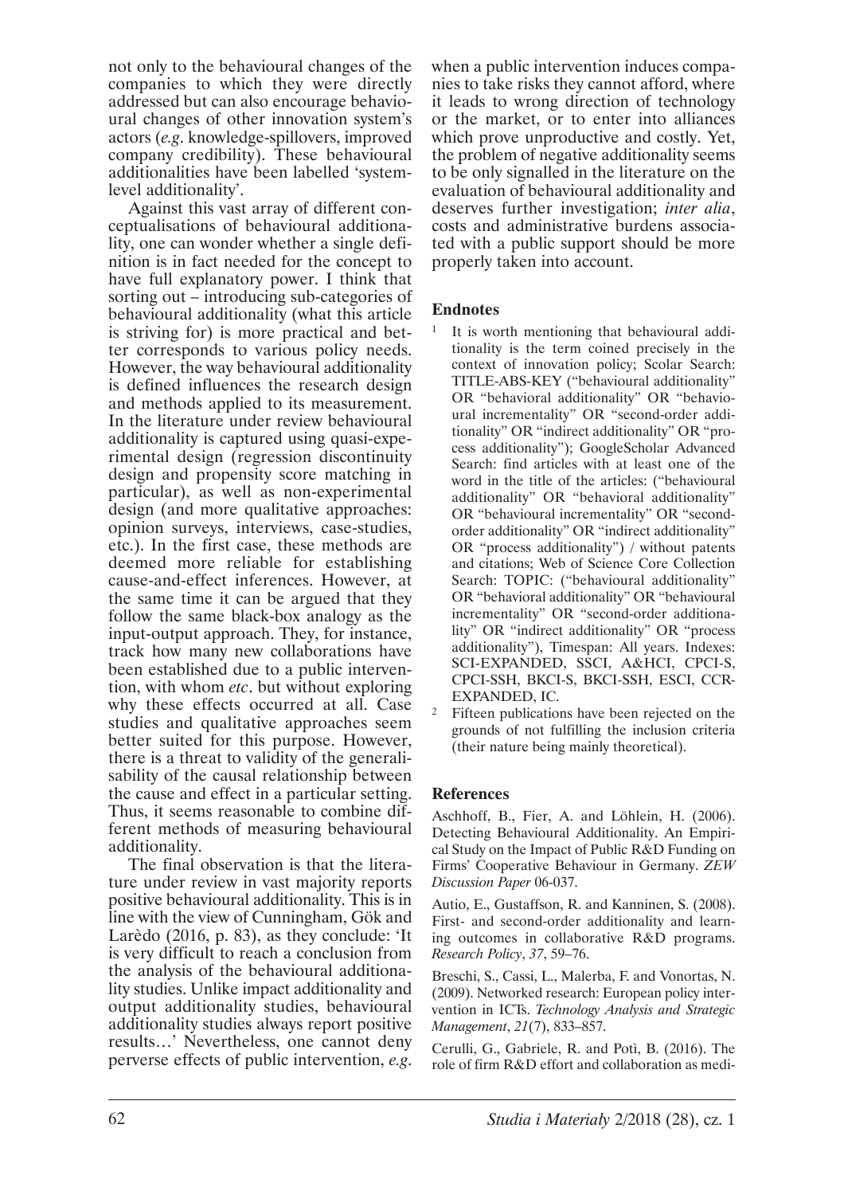not only to the behavioural changes of the companies to which they were directly addressed but can also encourage behavioural changes of other innovation system's actors (*e.g*. knowledge-spillovers, improved company credibility). These behavioural additionalities have been labelled 'system-level additionality'.

Against this vast array of different conceptualisations of behavioural additionality, one can wonder whether a single definition is in fact needed for the concept to have full explanatory power. I think that sorting out – introducing sub-categories of behavioural additionality (what this article is striving for) is more practical and better corresponds to various policy needs. However, the way behavioural additionality is defined influences the research design and methods applied to its measurement. In the literature under review behavioural additionality is captured using quasi-experimental design (regression discontinuity design and propensity score matching in particular), as well as non-experimental design (and more qualitative approaches: opinion surveys, interviews, case-studies, etc.). In the first case, these methods are deemed more reliable for establishing cause-and-effect inferences. However, at the same time it can be argued that they follow the same black-box analogy as the input-output approach. They, for instance, track how many new collaborations have been established due to a public intervention, with whom *etc*. but without exploring why these effects occurred at all. Case studies and qualitative approaches seem better suited for this purpose. However, there is a threat to validity of the generalisability of the causal relationship between the cause and effect in a particular setting. Thus, it seems reasonable to combine different methods of measuring behavioural additionality.

The final observation is that the literature under review in vast majority reports positive behavioural additionality. This is in line with the view of Cunningham, Gök and Larèdo (2016, p. 83), as they conclude: 'It is very difficult to reach a conclusion from the analysis of the behavioural additionality studies. Unlike impact additionality and output additionality studies, behavioural additionality studies always report positive results…' Nevertheless, one cannot deny perverse effects of public intervention, *e.g*. when a public intervention induces companies to take risks they cannot afford, where it leads to wrong direction of technology or the market, or to enter into alliances which prove unproductive and costly. Yet, the problem of negative additionality seems to be only signalled in the literature on the evaluation of behavioural additionality and deserves further investigation; *inter alia*, costs and administrative burdens associated with a public support should be more properly taken into account.

## Endnotes

[1] It is worth mentioning that behavioural additionality is the term coined precisely in the context of innovation policy; Scolar Search: TITLE-ABS-KEY ("behavioural additionality" OR "behavioral additionality" OR "behavioural incrementality" OR "second-order additionality" OR "indirect additionality" OR "process additionality"); GoogleScholar Advanced Search: find articles with at least one of the word in the title of the articles: ("behavioural additionality" OR "behavioral additionality" OR "behavioural incrementality" OR "second-order additionality" OR "indirect additionality" OR "process additionality") / without patents and citations; Web of Science Core Collection Search: TOPIC: ("behavioural additionality" OR "behavioral additionality" OR "behavioural incrementality" OR "second-order additionality" OR "indirect additionality" OR "process additionality"), Timespan: All years. Indexes: SCI-EXPANDED, SSCI, A&HCI, CPCI-S, CPCI-SSH, BKCI-S, BKCI-SSH, ESCI, CCR-EXPANDED, IC.

[2] Fifteen publications have been rejected on the grounds of not fulfilling the inclusion criteria (their nature being mainly theoretical).

## References

Aschhoff, B., Fier, A. and Löhlein, H. (2006). Detecting Behavioural Additionality. An Empirical Study on the Impact of Public R&D Funding on Firms' Cooperative Behaviour in Germany. *ZEW Discussion Paper* 06-037.

Autio, E., Gustaffson, R. and Kanninen, S. (2008). First- and second-order additionality and learning outcomes in collaborative R&D programs. *Research Policy*, *37*, 59–76.

Breschi, S., Cassi, L., Malerba, F. and Vonortas, N. (2009). Networked research: European policy intervention in ICTs. *Technology Analysis and Strategic Management*, *21*(7), 833–857.

Cerulli, G., Gabriele, R. and Potì, B. (2016). The role of firm R&D effort and collaboration as medi-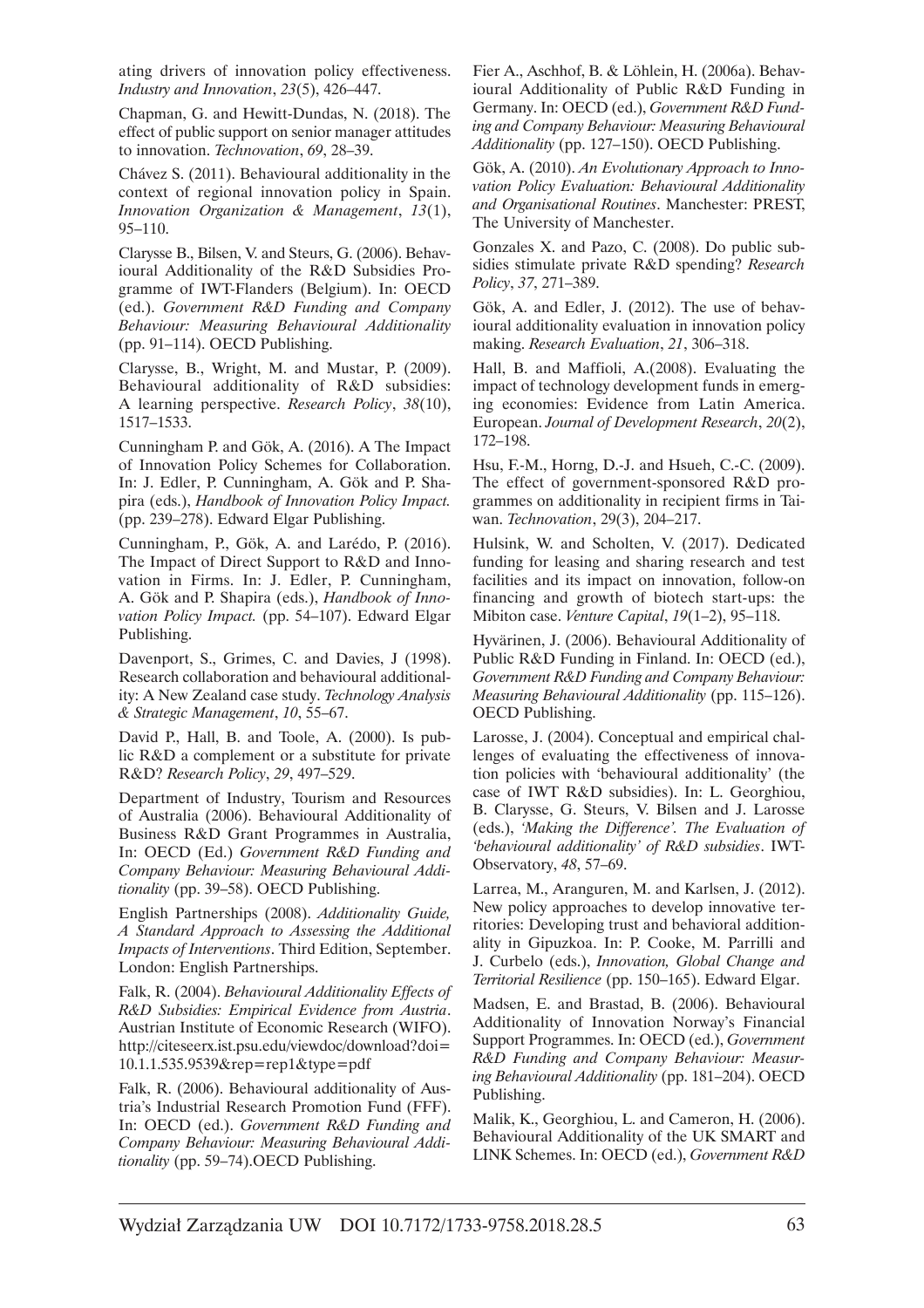ating drivers of innovation policy effectiveness. *Industry and Innovation*, *23*(5), 426–447.

Chapman, G. and Hewitt-Dundas, N. (2018). The effect of public support on senior manager attitudes to innovation. *Technovation*, *69*, 28–39.

Chávez S. (2011). Behavioural additionality in the context of regional innovation policy in Spain. *Innovation Organization & Management*, *13*(1), 95–110.

Clarysse B., Bilsen, V. and Steurs, G. (2006). Behavioural Additionality of the R&D Subsidies Programme of IWT-Flanders (Belgium). In: OECD (ed.). *Government R&D Funding and Company Behaviour: Measuring Behavioural Additionality* (pp. 91–114). OECD Publishing.

Clarysse, B., Wright, M. and Mustar, P. (2009). Behavioural additionality of R&D subsidies: A learning perspective. *Research Policy*, *38*(10), 1517–1533.

Cunningham P. and Gök, A. (2016). A The Impact of Innovation Policy Schemes for Collaboration. In: J. Edler, P. Cunningham, A. Gök and P. Shapira (eds.), *Handbook of Innovation Policy Impact.* (pp. 239–278). Edward Elgar Publishing.

Cunningham, P., Gök, A. and Larédo, P. (2016). The Impact of Direct Support to R&D and Innovation in Firms. In: J. Edler, P. Cunningham, A. Gök and P. Shapira (eds.), *Handbook of Innovation Policy Impact.* (pp. 54–107). Edward Elgar Publishing.

Davenport, S., Grimes, C. and Davies, J (1998). Research collaboration and behavioural additionality: A New Zealand case study. *Technology Analysis & Strategic Management*, *10*, 55–67.

David P., Hall, B. and Toole, A. (2000). Is public R&D a complement or a substitute for private R&D? *Research Policy*, *29*, 497–529.

Department of Industry, Tourism and Resources of Australia (2006). Behavioural Additionality of Business R&D Grant Programmes in Australia, In: OECD (Ed.) *Government R&D Funding and Company Behaviour: Measuring Behavioural Additionality* (pp. 39–58). OECD Publishing.

English Partnerships (2008). *Additionality Guide, A Standard Approach to Assessing the Additional Impacts of Interventions*. Third Edition, September. London: English Partnerships.

Falk, R. (2004). *Behavioural Additionality Effects of R&D Subsidies: Empirical Evidence from Austria*. Austrian Institute of Economic Research (WIFO). http://citeseerx.ist.psu.edu/viewdoc/download?doi=10.1.1.535.9539&rep=rep1&type=pdf

Falk, R. (2006). Behavioural additionality of Austria's Industrial Research Promotion Fund (FFF). In: OECD (ed.). *Government R&D Funding and Company Behaviour: Measuring Behavioural Additionality* (pp. 59–74).OECD Publishing.

Fier A., Aschhof, B. & Löhlein, H. (2006a). Behavioural Additionality of Public R&D Funding in Germany. In: OECD (ed.), *Government R&D Funding and Company Behaviour: Measuring Behavioural Additionality* (pp. 127–150). OECD Publishing.

Gök, A. (2010). *An Evolutionary Approach to Innovation Policy Evaluation: Behavioural Additionality and Organisational Routines*. Manchester: PREST, The University of Manchester.

Gonzales X. and Pazo, C. (2008). Do public subsidies stimulate private R&D spending? *Research Policy*, *37*, 271–389.

Gök, A. and Edler, J. (2012). The use of behavioural additionality evaluation in innovation policy making. *Research Evaluation*, *21*, 306–318.

Hall, B. and Maffioli, A.(2008). Evaluating the impact of technology development funds in emerging economies: Evidence from Latin America. European. *Journal of Development Research*, *20*(2), 172–198.

Hsu, F.-M., Horng, D.-J. and Hsueh, C.-C. (2009). The effect of government-sponsored R&D programmes on additionality in recipient firms in Taiwan. *Technovation*, 29(3), 204–217.

Hulsink, W. and Scholten, V. (2017). Dedicated funding for leasing and sharing research and test facilities and its impact on innovation, follow-on financing and growth of biotech start-ups: the Mibiton case. *Venture Capital*, *19*(1–2), 95–118.

Hyvärinen, J. (2006). Behavioural Additionality of Public R&D Funding in Finland. In: OECD (ed.), *Government R&D Funding and Company Behaviour: Measuring Behavioural Additionality* (pp. 115–126). OECD Publishing.

Larosse, J. (2004). Conceptual and empirical challenges of evaluating the effectiveness of innovation policies with 'behavioural additionality' (the case of IWT R&D subsidies). In: L. Georghiou, B. Clarysse, G. Steurs, V. Bilsen and J. Larosse (eds.), *'Making the Difference'. The Evaluation of 'behavioural additionality' of R&D subsidies*. IWT-Observatory, *48*, 57–69.

Larrea, M., Aranguren, M. and Karlsen, J. (2012). New policy approaches to develop innovative territories: Developing trust and behavioral additionality in Gipuzkoa. In: P. Cooke, M. Parrilli and J. Curbelo (eds.), *Innovation, Global Change and Territorial Resilience* (pp. 150–165). Edward Elgar.

Madsen, E. and Brastad, B. (2006). Behavioural Additionality of Innovation Norway's Financial Support Programmes. In: OECD (ed.), *Government R&D Funding and Company Behaviour: Measuring Behavioural Additionality* (pp. 181–204). OECD Publishing.

Malik, K., Georghiou, L. and Cameron, H. (2006). Behavioural Additionality of the UK SMART and LINK Schemes. In: OECD (ed.), *Government R&D*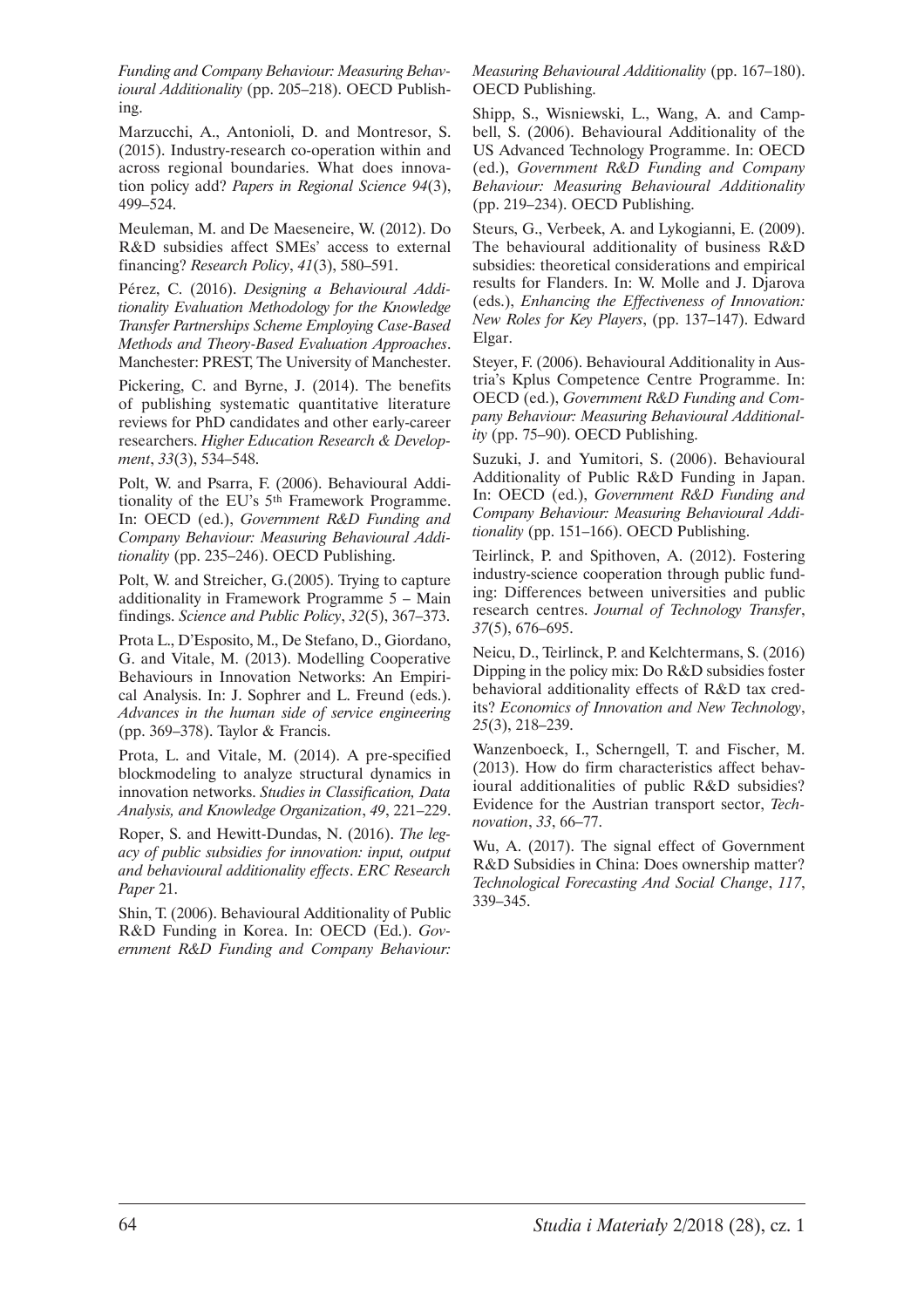*Funding and Company Behaviour: Measuring Behavioural Additionality* (pp. 205–218). OECD Publishing.

Marzucchi, A., Antonioli, D. and Montresor, S. (2015). Industry-research co-operation within and across regional boundaries. What does innovation policy add? *Papers in Regional Science 94*(3), 499–524.

Meuleman, M. and De Maeseneire, W. (2012). Do R&D subsidies affect SMEs' access to external financing? *Research Policy*, *41*(3), 580–591.

Pérez, C. (2016). *Designing a Behavioural Additionality Evaluation Methodology for the Knowledge Transfer Partnerships Scheme Employing Case-Based Methods and Theory-Based Evaluation Approaches*. Manchester: PREST, The University of Manchester.

Pickering, C. and Byrne, J. (2014). The benefits of publishing systematic quantitative literature reviews for PhD candidates and other early-career researchers. *Higher Education Research & Development*, *33*(3), 534–548.

Polt, W. and Psarra, F. (2006). Behavioural Additionality of the EU's 5th Framework Programme. In: OECD (ed.), *Government R&D Funding and Company Behaviour: Measuring Behavioural Additionality* (pp. 235–246). OECD Publishing.

Polt, W. and Streicher, G.(2005). Trying to capture additionality in Framework Programme 5 – Main findings. *Science and Public Policy*, *32*(5), 367–373.

Prota L., D'Esposito, M., De Stefano, D., Giordano, G. and Vitale, M. (2013). Modelling Cooperative Behaviours in Innovation Networks: An Empirical Analysis. In: J. Sophrer and L. Freund (eds.). *Advances in the human side of service engineering* (pp. 369–378). Taylor & Francis.

Prota, L. and Vitale, M. (2014). A pre-specified blockmodeling to analyze structural dynamics in innovation networks. *Studies in Classification, Data Analysis, and Knowledge Organization*, *49*, 221–229.

Roper, S. and Hewitt-Dundas, N. (2016). *The legacy of public subsidies for innovation: input, output and behavioural additionality effects*. *ERC Research Paper* 21.

Shin, T. (2006). Behavioural Additionality of Public R&D Funding in Korea. In: OECD (Ed.). *Government R&D Funding and Company Behaviour: Measuring Behavioural Additionality* (pp. 167–180). OECD Publishing.

Shipp, S., Wisniewski, L., Wang, A. and Campbell, S. (2006). Behavioural Additionality of the US Advanced Technology Programme. In: OECD (ed.), *Government R&D Funding and Company Behaviour: Measuring Behavioural Additionality* (pp. 219–234). OECD Publishing.

Steurs, G., Verbeek, A. and Lykogianni, E. (2009). The behavioural additionality of business R&D subsidies: theoretical considerations and empirical results for Flanders. In: W. Molle and J. Djarova (eds.), *Enhancing the Effectiveness of Innovation: New Roles for Key Players*, (pp. 137–147). Edward Elgar.

Steyer, F. (2006). Behavioural Additionality in Austria's Kplus Competence Centre Programme. In: OECD (ed.), *Government R&D Funding and Company Behaviour: Measuring Behavioural Additionality* (pp. 75–90). OECD Publishing.

Suzuki, J. and Yumitori, S. (2006). Behavioural Additionality of Public R&D Funding in Japan. In: OECD (ed.), *Government R&D Funding and Company Behaviour: Measuring Behavioural Additionality* (pp. 151–166). OECD Publishing.

Teirlinck, P. and Spithoven, A. (2012). Fostering industry-science cooperation through public funding: Differences between universities and public research centres. *Journal of Technology Transfer*, *37*(5), 676–695.

Neicu, D., Teirlinck, P. and Kelchtermans, S. (2016) Dipping in the policy mix: Do R&D subsidies foster behavioral additionality effects of R&D tax credits? *Economics of Innovation and New Technology*, *25*(3), 218–239.

Wanzenboeck, I., Scherngell, T. and Fischer, M. (2013). How do firm characteristics affect behavioural additionalities of public R&D subsidies? Evidence for the Austrian transport sector, *Technovation*, *33*, 66–77.

Wu, A. (2017). The signal effect of Government R&D Subsidies in China: Does ownership matter? *Technological Forecasting And Social Change*, *117*, 339–345.